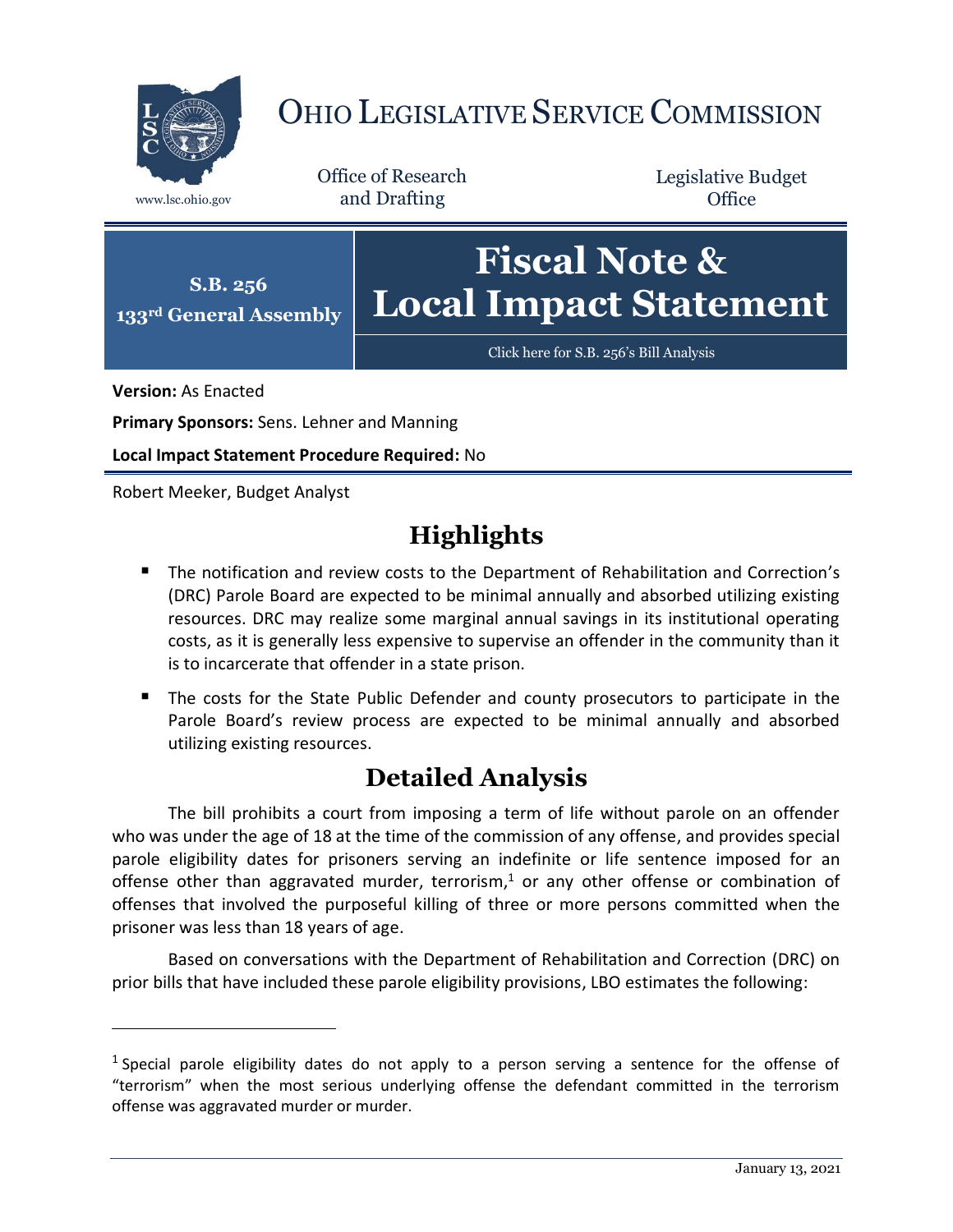# OHIO LEGISLATIVE SERVICE COMMISSION

www.lsc.ohio.gov

Office of Research and Drafting

Legislative Budget Office

**S.B. 256**
**133rd General Assembly**

# Fiscal Note & Local Impact Statement

Click here for S.B. 256's Bill Analysis

**Version:** As Enacted

**Primary Sponsors:** Sens. Lehner and Manning

**Local Impact Statement Procedure Required:** No

Robert Meeker, Budget Analyst

## Highlights

- The notification and review costs to the Department of Rehabilitation and Correction's (DRC) Parole Board are expected to be minimal annually and absorbed utilizing existing resources. DRC may realize some marginal annual savings in its institutional operating costs, as it is generally less expensive to supervise an offender in the community than it is to incarcerate that offender in a state prison.
- The costs for the State Public Defender and county prosecutors to participate in the Parole Board's review process are expected to be minimal annually and absorbed utilizing existing resources.

## Detailed Analysis

The bill prohibits a court from imposing a term of life without parole on an offender who was under the age of 18 at the time of the commission of any offense, and provides special parole eligibility dates for prisoners serving an indefinite or life sentence imposed for an offense other than aggravated murder, terrorism,[1] or any other offense or combination of offenses that involved the purposeful killing of three or more persons committed when the prisoner was less than 18 years of age.

Based on conversations with the Department of Rehabilitation and Correction (DRC) on prior bills that have included these parole eligibility provisions, LBO estimates the following:

---

[1] Special parole eligibility dates do not apply to a person serving a sentence for the offense of "terrorism" when the most serious underlying offense the defendant committed in the terrorism offense was aggravated murder or murder.

January 13, 2021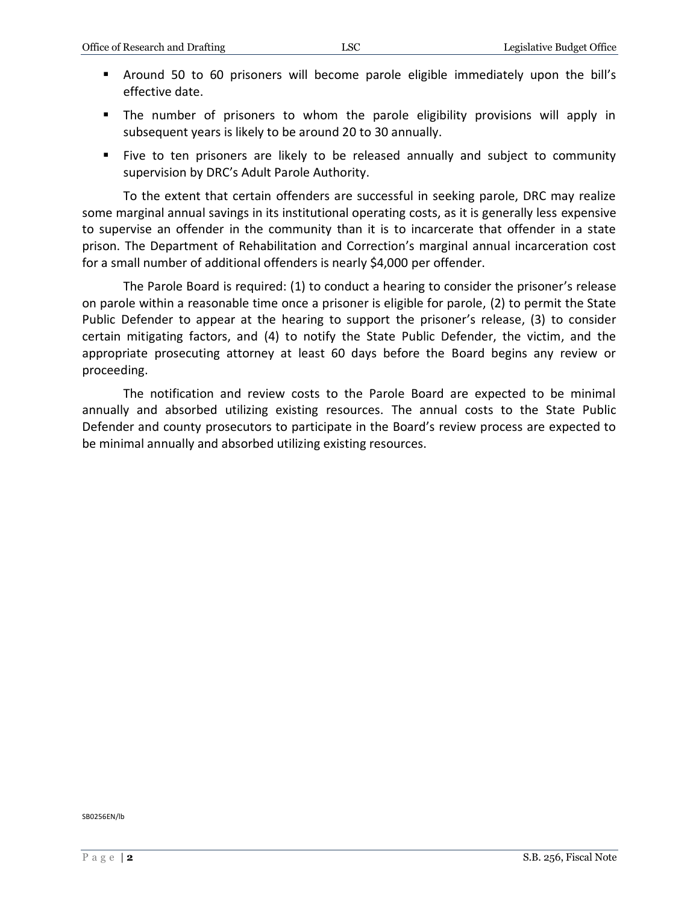- Around 50 to 60 prisoners will become parole eligible immediately upon the bill's effective date.
- The number of prisoners to whom the parole eligibility provisions will apply in subsequent years is likely to be around 20 to 30 annually.
- Five to ten prisoners are likely to be released annually and subject to community supervision by DRC's Adult Parole Authority.

To the extent that certain offenders are successful in seeking parole, DRC may realize some marginal annual savings in its institutional operating costs, as it is generally less expensive to supervise an offender in the community than it is to incarcerate that offender in a state prison. The Department of Rehabilitation and Correction's marginal annual incarceration cost for a small number of additional offenders is nearly $4,000 per offender.

The Parole Board is required: (1) to conduct a hearing to consider the prisoner's release on parole within a reasonable time once a prisoner is eligible for parole, (2) to permit the State Public Defender to appear at the hearing to support the prisoner's release, (3) to consider certain mitigating factors, and (4) to notify the State Public Defender, the victim, and the appropriate prosecuting attorney at least 60 days before the Board begins any review or proceeding.

The notification and review costs to the Parole Board are expected to be minimal annually and absorbed utilizing existing resources. The annual costs to the State Public Defender and county prosecutors to participate in the Board's review process are expected to be minimal annually and absorbed utilizing existing resources.

SB0256EN/lb